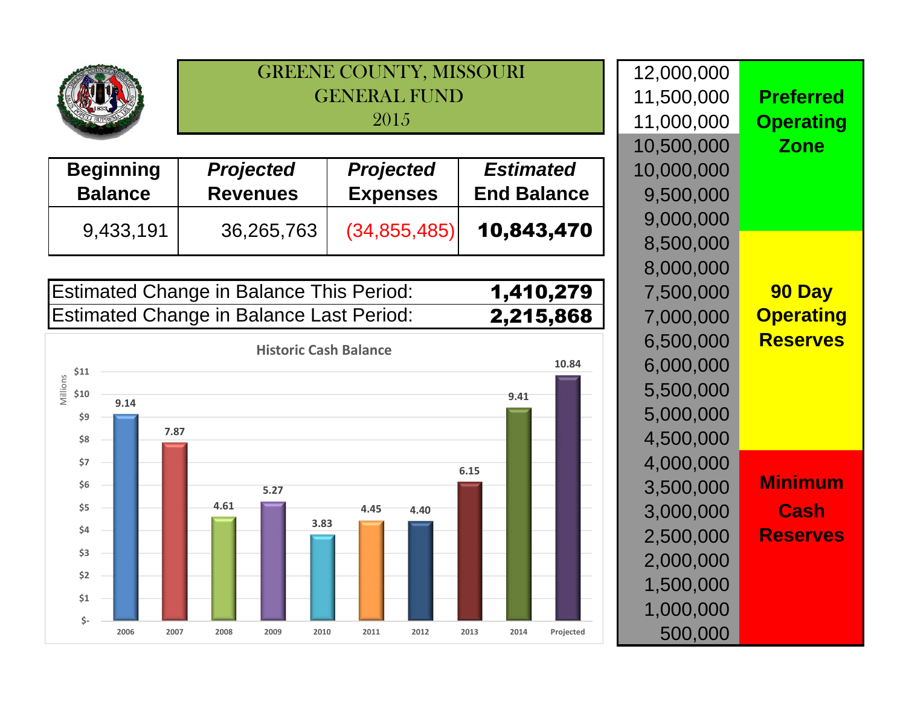# GREENE COUNTY, MISSOURI
## GENERAL FUND
## 2015

| Beginning Balance | *Projected Revenues* | *Projected Expenses* | *Estimated End Balance* |
|---|---|---|---|
| 9,433,191 | 36,265,763 | (34,855,485) | **10,843,470** |

| | |
|---|---|
| Estimated Change in Balance This Period: | **1,410,279** |
| Estimated Change in Balance Last Period: | **2,215,868** |

**Historic Cash Balance**

(Millions)

| Year | Balance |
|---|---|
| 2006 | 9.14 |
| 2007 | 7.87 |
| 2008 | 4.61 |
| 2009 | 5.27 |
| 2010 | 3.83 |
| 2011 | 4.45 |
| 2012 | 4.40 |
| 2013 | 6.15 |
| 2014 | 9.41 |
| Projected | 10.84 |

| Balance | Zone |
|---|---|
| 12,000,000 | **Preferred Operating Zone** |
| 11,500,000 | |
| 11,000,000 | |
| 10,500,000 | |
| 10,000,000 | |
| 9,500,000 | |
| 9,000,000 | |
| 8,500,000 | **90 Day Operating Reserves** |
| 8,000,000 | |
| 7,500,000 | |
| 7,000,000 | |
| 6,500,000 | |
| 6,000,000 | |
| 5,500,000 | |
| 5,000,000 | |
| 4,500,000 | |
| 4,000,000 | **Minimum Cash Reserves** |
| 3,500,000 | |
| 3,000,000 | |
| 2,500,000 | |
| 2,000,000 | |
| 1,500,000 | |
| 1,000,000 | |
| 500,000 | |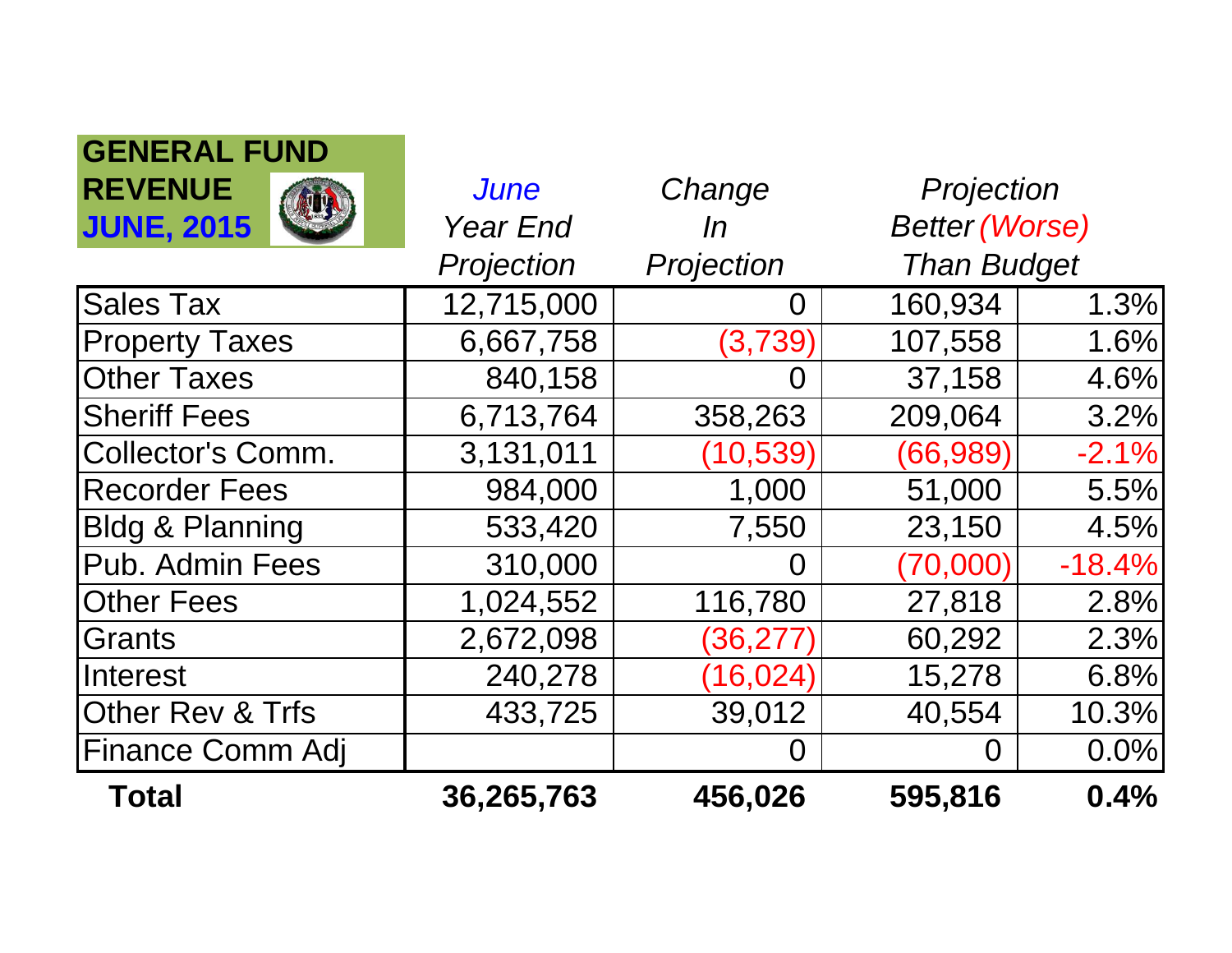**GENERAL FUND REVENUE**
**JUNE, 2015**

| | *June Year End Projection* | *Change In Projection* | *Projection Better (Worse) Than Budget* | |
|---|---|---|---|---|
| Sales Tax | 12,715,000 | 0 | 160,934 | 1.3% |
| Property Taxes | 6,667,758 | (3,739) | 107,558 | 1.6% |
| Other Taxes | 840,158 | 0 | 37,158 | 4.6% |
| Sheriff Fees | 6,713,764 | 358,263 | 209,064 | 3.2% |
| Collector's Comm. | 3,131,011 | (10,539) | (66,989) | -2.1% |
| Recorder Fees | 984,000 | 1,000 | 51,000 | 5.5% |
| Bldg & Planning | 533,420 | 7,550 | 23,150 | 4.5% |
| Pub. Admin Fees | 310,000 | 0 | (70,000) | -18.4% |
| Other Fees | 1,024,552 | 116,780 | 27,818 | 2.8% |
| Grants | 2,672,098 | (36,277) | 60,292 | 2.3% |
| Interest | 240,278 | (16,024) | 15,278 | 6.8% |
| Other Rev & Trfs | 433,725 | 39,012 | 40,554 | 10.3% |
| Finance Comm Adj | | 0 | 0 | 0.0% |
| **Total** | **36,265,763** | **456,026** | **595,816** | **0.4%** |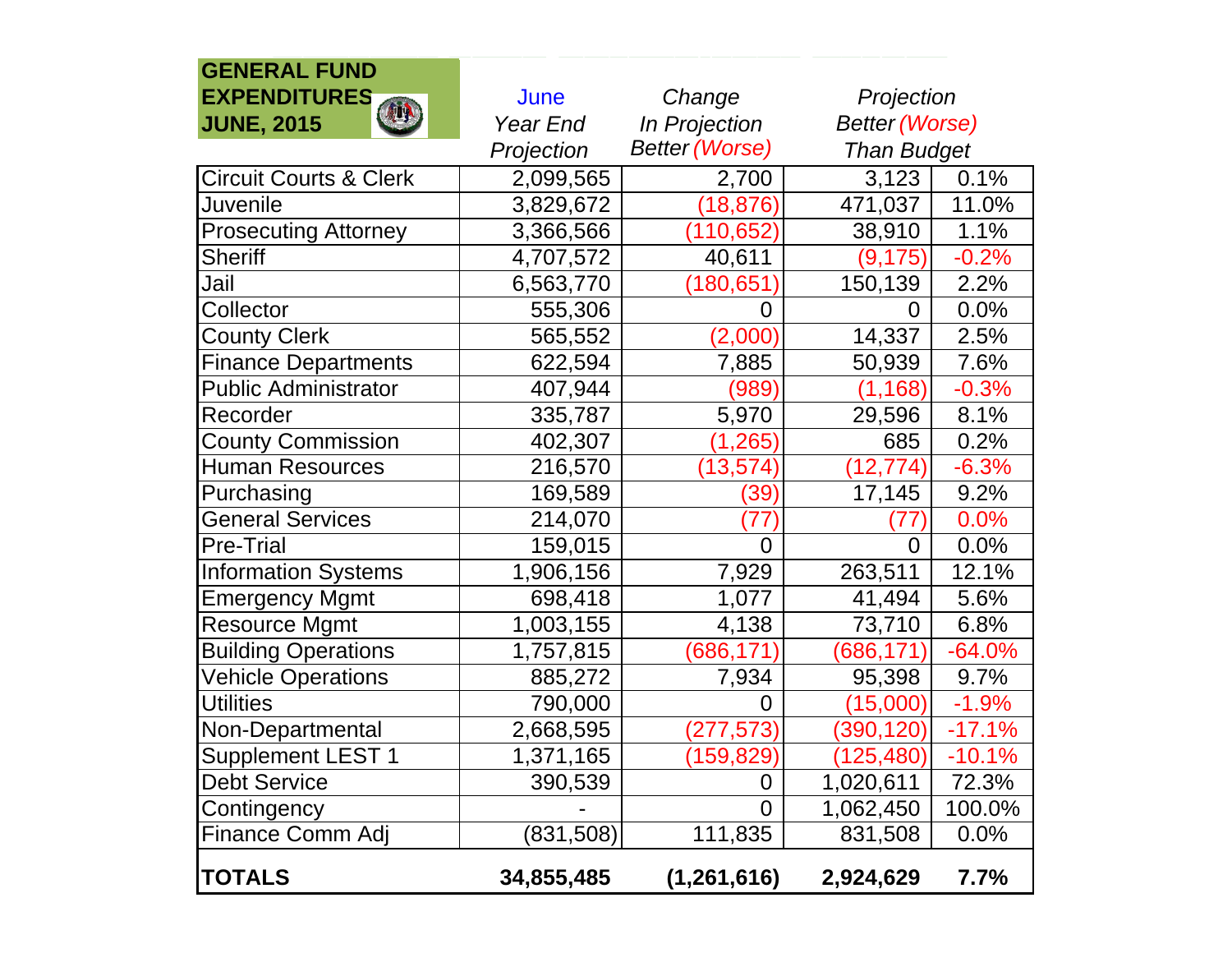| GENERAL FUND EXPENDITURES JUNE, 2015 | June Year End Projection | *Change In Projection Better (Worse)* | *Projection Better (Worse) Than Budget* | |
|---|---|---|---|---|
| Circuit Courts & Clerk | 2,099,565 | 2,700 | 3,123 | 0.1% |
| Juvenile | 3,829,672 | (18,876) | 471,037 | 11.0% |
| Prosecuting Attorney | 3,366,566 | (110,652) | 38,910 | 1.1% |
| Sheriff | 4,707,572 | 40,611 | (9,175) | -0.2% |
| Jail | 6,563,770 | (180,651) | 150,139 | 2.2% |
| Collector | 555,306 | 0 | 0 | 0.0% |
| County Clerk | 565,552 | (2,000) | 14,337 | 2.5% |
| Finance Departments | 622,594 | 7,885 | 50,939 | 7.6% |
| Public Administrator | 407,944 | (989) | (1,168) | -0.3% |
| Recorder | 335,787 | 5,970 | 29,596 | 8.1% |
| County Commission | 402,307 | (1,265) | 685 | 0.2% |
| Human Resources | 216,570 | (13,574) | (12,774) | -6.3% |
| Purchasing | 169,589 | (39) | 17,145 | 9.2% |
| General Services | 214,070 | (77) | (77) | 0.0% |
| Pre-Trial | 159,015 | 0 | 0 | 0.0% |
| Information Systems | 1,906,156 | 7,929 | 263,511 | 12.1% |
| Emergency Mgmt | 698,418 | 1,077 | 41,494 | 5.6% |
| Resource Mgmt | 1,003,155 | 4,138 | 73,710 | 6.8% |
| Building Operations | 1,757,815 | (686,171) | (686,171) | -64.0% |
| Vehicle Operations | 885,272 | 7,934 | 95,398 | 9.7% |
| Utilities | 790,000 | 0 | (15,000) | -1.9% |
| Non-Departmental | 2,668,595 | (277,573) | (390,120) | -17.1% |
| Supplement LEST 1 | 1,371,165 | (159,829) | (125,480) | -10.1% |
| Debt Service | 390,539 | 0 | 1,020,611 | 72.3% |
| Contingency | - | 0 | 1,062,450 | 100.0% |
| Finance Comm Adj | (831,508) | 111,835 | 831,508 | 0.0% |
| **TOTALS** | **34,855,485** | **(1,261,616)** | **2,924,629** | **7.7%** |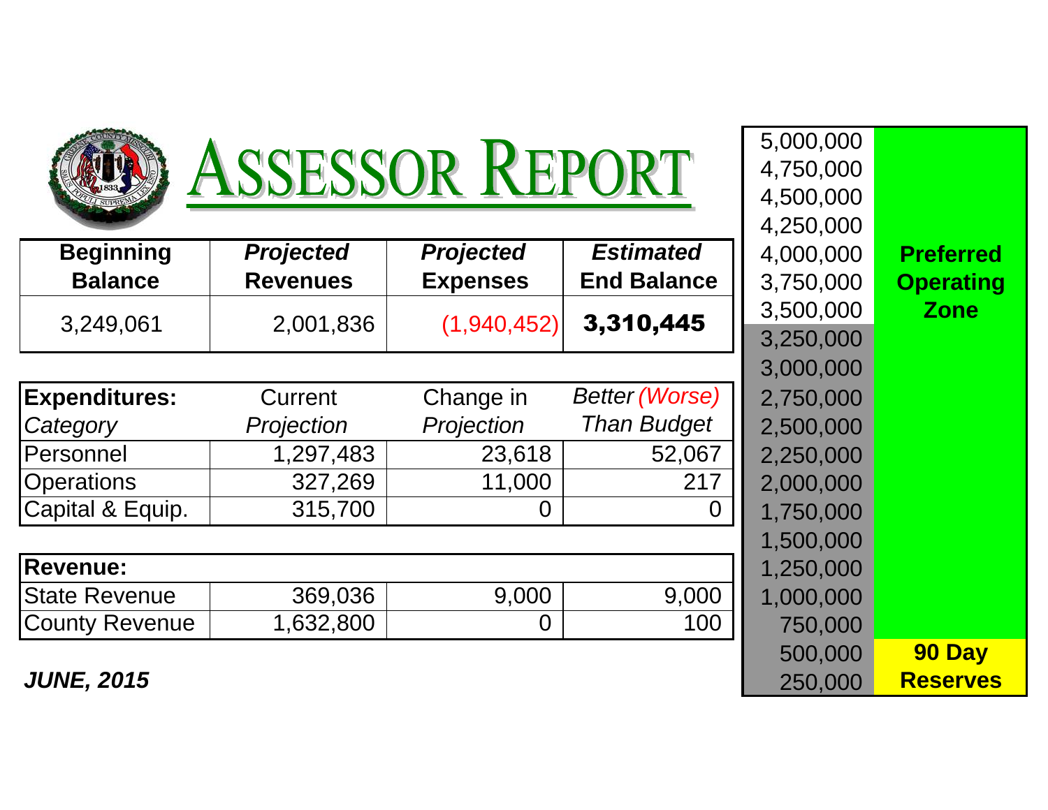# ASSESSOR REPORT

| Beginning Balance | *Projected* Revenues | *Projected* Expenses | *Estimated* End Balance |
|---|---|---|---|
| 3,249,061 | 2,001,836 | (1,940,452) | **3,310,445** |

| **Expenditures:** *Category* | Current *Projection* | Change in *Projection* | *Better (Worse) Than Budget* |
|---|---|---|---|
| Personnel | 1,297,483 | 23,618 | 52,067 |
| Operations | 327,269 | 11,000 | 217 |
| Capital & Equip. | 315,700 | 0 | 0 |

| **Revenue:** | | | |
|---|---|---|---|
| State Revenue | 369,036 | 9,000 | 9,000 |
| County Revenue | 1,632,800 | 0 | 100 |

***JUNE, 2015***

| Scale | Zone |
|---|---|
| 5,000,000 | |
| 4,750,000 | |
| 4,500,000 | |
| 4,250,000 | |
| 4,000,000 | **Preferred Operating Zone** |
| 3,750,000 | |
| 3,500,000 | |
| 3,250,000 | |
| 3,000,000 | |
| 2,750,000 | |
| 2,500,000 | |
| 2,250,000 | |
| 2,000,000 | |
| 1,750,000 | |
| 1,500,000 | |
| 1,250,000 | |
| 1,000,000 | |
| 750,000 | |
| 500,000 | **90 Day Reserves** |
| 250,000 | |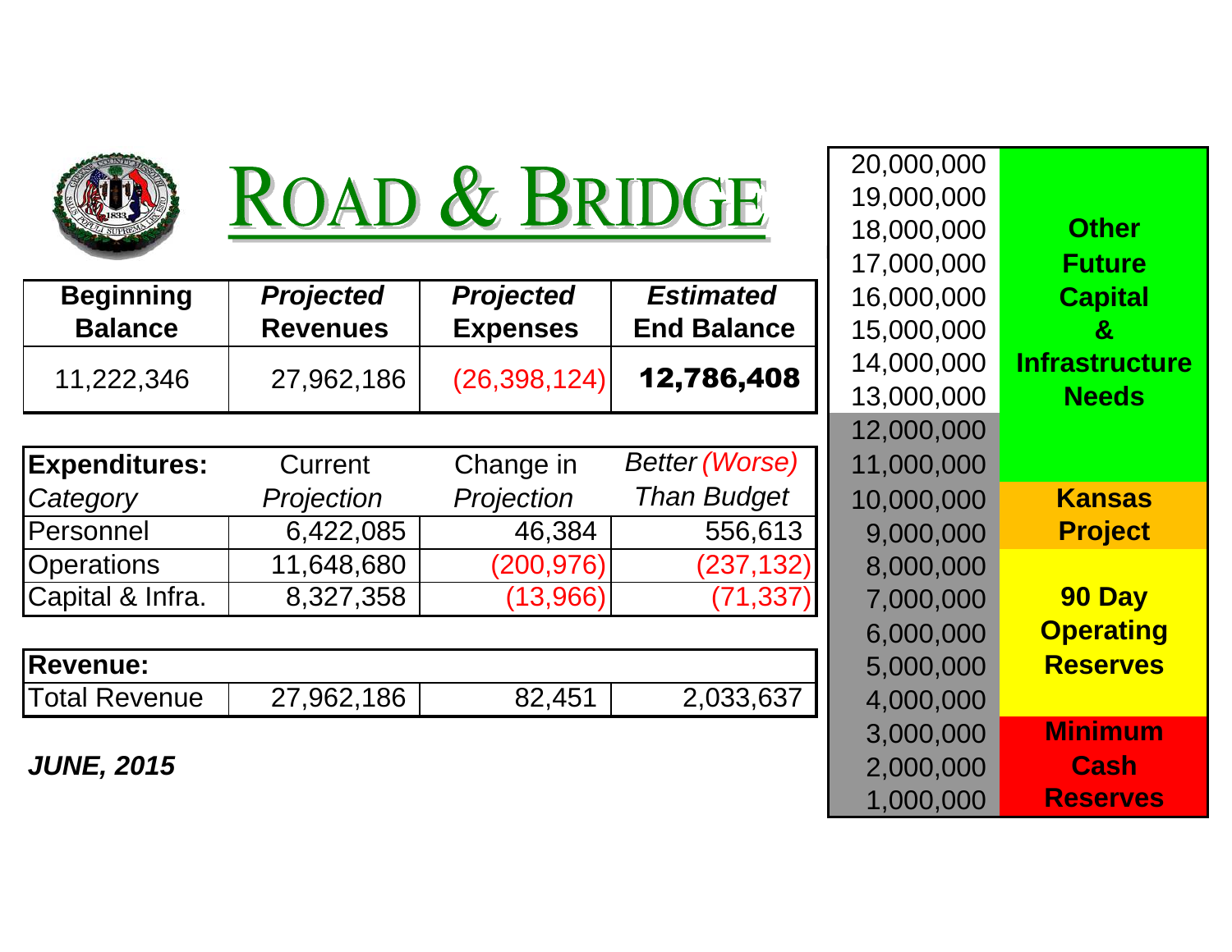# ROAD & BRIDGE

| Beginning Balance | *Projected* Revenues | *Projected* Expenses | *Estimated* End Balance |
|---|---|---|---|
| 11,222,346 | 27,962,186 | (26,398,124) | **12,786,408** |

| **Expenditures:** *Category* | Current *Projection* | Change in *Projection* | *Better (Worse) Than Budget* |
|---|---|---|---|
| Personnel | 6,422,085 | 46,384 | 556,613 |
| Operations | 11,648,680 | (200,976) | (237,132) |
| Capital & Infra. | 8,327,358 | (13,966) | (71,337) |

| **Revenue:** | | | |
|---|---|---|---|
| Total Revenue | 27,962,186 | 82,451 | 2,033,637 |

***JUNE, 2015***

20,000,000
19,000,000
18,000,000
17,000,000
16,000,000
15,000,000
14,000,000
13,000,000
12,000,000
11,000,000
10,000,000
9,000,000
8,000,000
7,000,000
6,000,000
5,000,000
4,000,000
3,000,000
2,000,000
1,000,000

**Other Future Capital & Infrastructure Needs**

**Kansas Project**

**90 Day Operating Reserves**

**Minimum Cash Reserves**